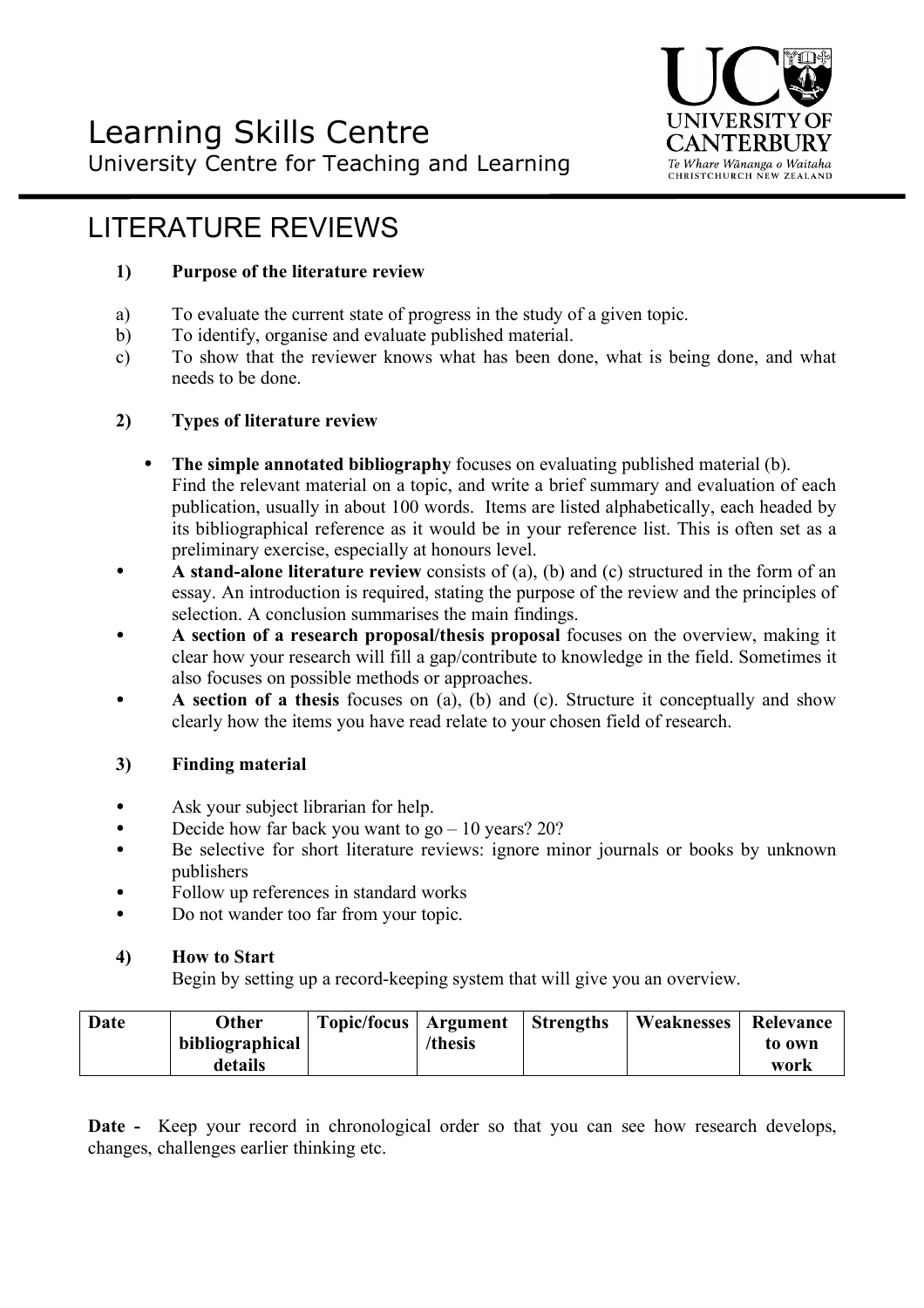# Learning Skills Centre

University Centre for Teaching and Learning

UNIVERSITY OF CANTERBURY
*Te Whare Wānanga o Waitaha*
CHRISTCHURCH NEW ZEALAND

## LITERATURE REVIEWS

### 1) Purpose of the literature review

a) To evaluate the current state of progress in the study of a given topic.
b) To identify, organise and evaluate published material.
c) To show that the reviewer knows what has been done, what is being done, and what needs to be done.

### 2) Types of literature review

- **The simple annotated bibliography** focuses on evaluating published material (b). Find the relevant material on a topic, and write a brief summary and evaluation of each publication, usually in about 100 words. Items are listed alphabetically, each headed by its bibliographical reference as it would be in your reference list. This is often set as a preliminary exercise, especially at honours level.
- **A stand-alone literature review** consists of (a), (b) and (c) structured in the form of an essay. An introduction is required, stating the purpose of the review and the principles of selection. A conclusion summarises the main findings.
- **A section of a research proposal/thesis proposal** focuses on the overview, making it clear how your research will fill a gap/contribute to knowledge in the field. Sometimes it also focuses on possible methods or approaches.
- **A section of a thesis** focuses on (a), (b) and (c). Structure it conceptually and show clearly how the items you have read relate to your chosen field of research.

### 3) Finding material

- Ask your subject librarian for help.
- Decide how far back you want to go – 10 years? 20?
- Be selective for short literature reviews: ignore minor journals or books by unknown publishers
- Follow up references in standard works
- Do not wander too far from your topic.

### 4) How to Start

Begin by setting up a record-keeping system that will give you an overview.

| Date | Other bibliographical details | Topic/focus | Argument /thesis | Strengths | Weaknesses | Relevance to own work |
|---|---|---|---|---|---|---|

**Date -** Keep your record in chronological order so that you can see how research develops, changes, challenges earlier thinking etc.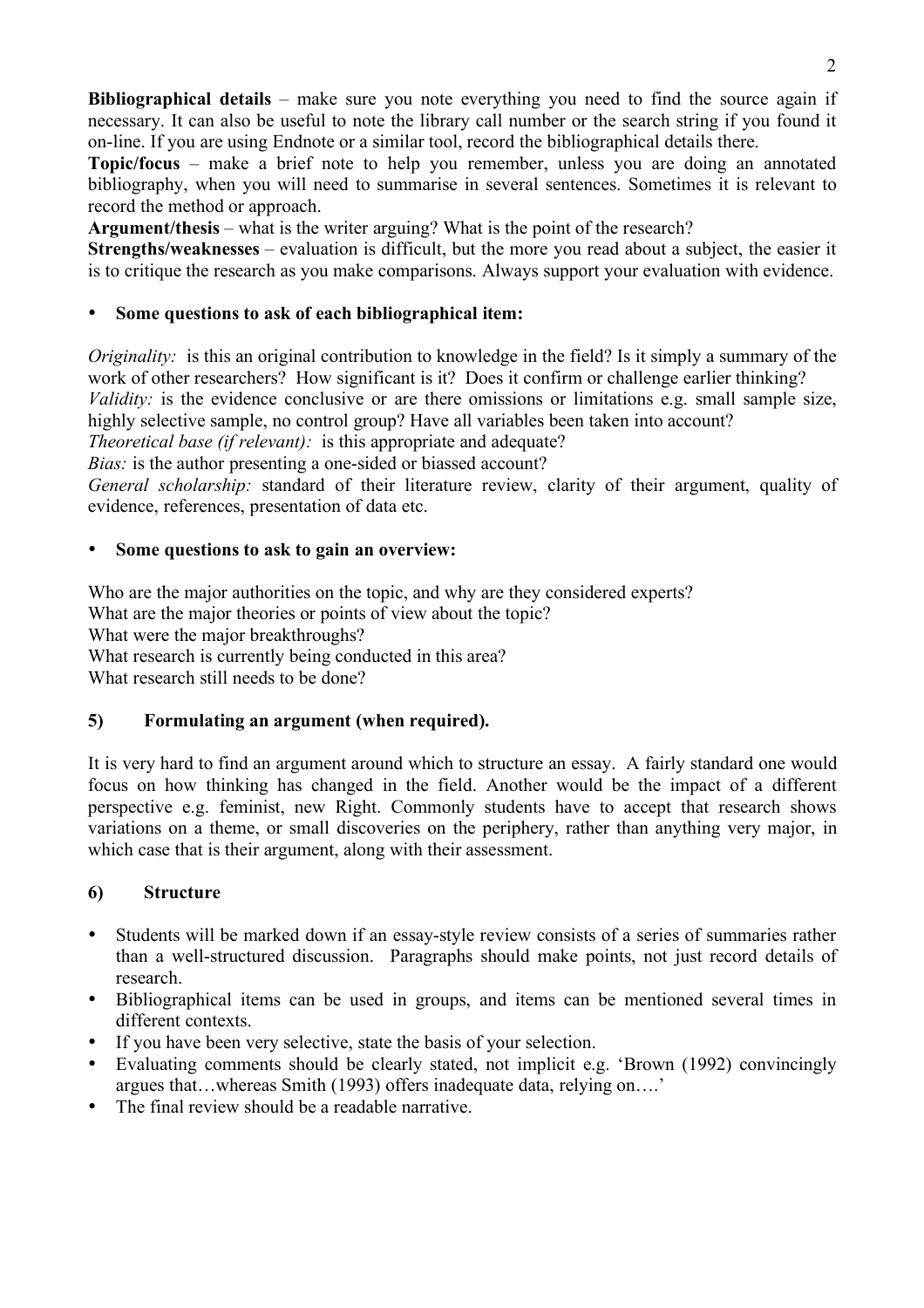**Bibliographical details** – make sure you note everything you need to find the source again if necessary. It can also be useful to note the library call number or the search string if you found it on-line. If you are using Endnote or a similar tool, record the bibliographical details there.
**Topic/focus** – make a brief note to help you remember, unless you are doing an annotated bibliography, when you will need to summarise in several sentences. Sometimes it is relevant to record the method or approach.
**Argument/thesis** – what is the writer arguing? What is the point of the research?
**Strengths/weaknesses** – evaluation is difficult, but the more you read about a subject, the easier it is to critique the research as you make comparisons. Always support your evaluation with evidence.

- **Some questions to ask of each bibliographical item:**

*Originality:* is this an original contribution to knowledge in the field? Is it simply a summary of the work of other researchers? How significant is it? Does it confirm or challenge earlier thinking?
*Validity:* is the evidence conclusive or are there omissions or limitations e.g. small sample size, highly selective sample, no control group? Have all variables been taken into account?
*Theoretical base (if relevant):* is this appropriate and adequate?
*Bias:* is the author presenting a one-sided or biassed account?
*General scholarship:* standard of their literature review, clarity of their argument, quality of evidence, references, presentation of data etc.

- **Some questions to ask to gain an overview:**

Who are the major authorities on the topic, and why are they considered experts?
What are the major theories or points of view about the topic?
What were the major breakthroughs?
What research is currently being conducted in this area?
What research still needs to be done?

### 5) Formulating an argument (when required).

It is very hard to find an argument around which to structure an essay. A fairly standard one would focus on how thinking has changed in the field. Another would be the impact of a different perspective e.g. feminist, new Right. Commonly students have to accept that research shows variations on a theme, or small discoveries on the periphery, rather than anything very major, in which case that is their argument, along with their assessment.

### 6) Structure

- Students will be marked down if an essay-style review consists of a series of summaries rather than a well-structured discussion. Paragraphs should make points, not just record details of research.
- Bibliographical items can be used in groups, and items can be mentioned several times in different contexts.
- If you have been very selective, state the basis of your selection.
- Evaluating comments should be clearly stated, not implicit e.g. 'Brown (1992) convincingly argues that…whereas Smith (1993) offers inadequate data, relying on….'
- The final review should be a readable narrative.